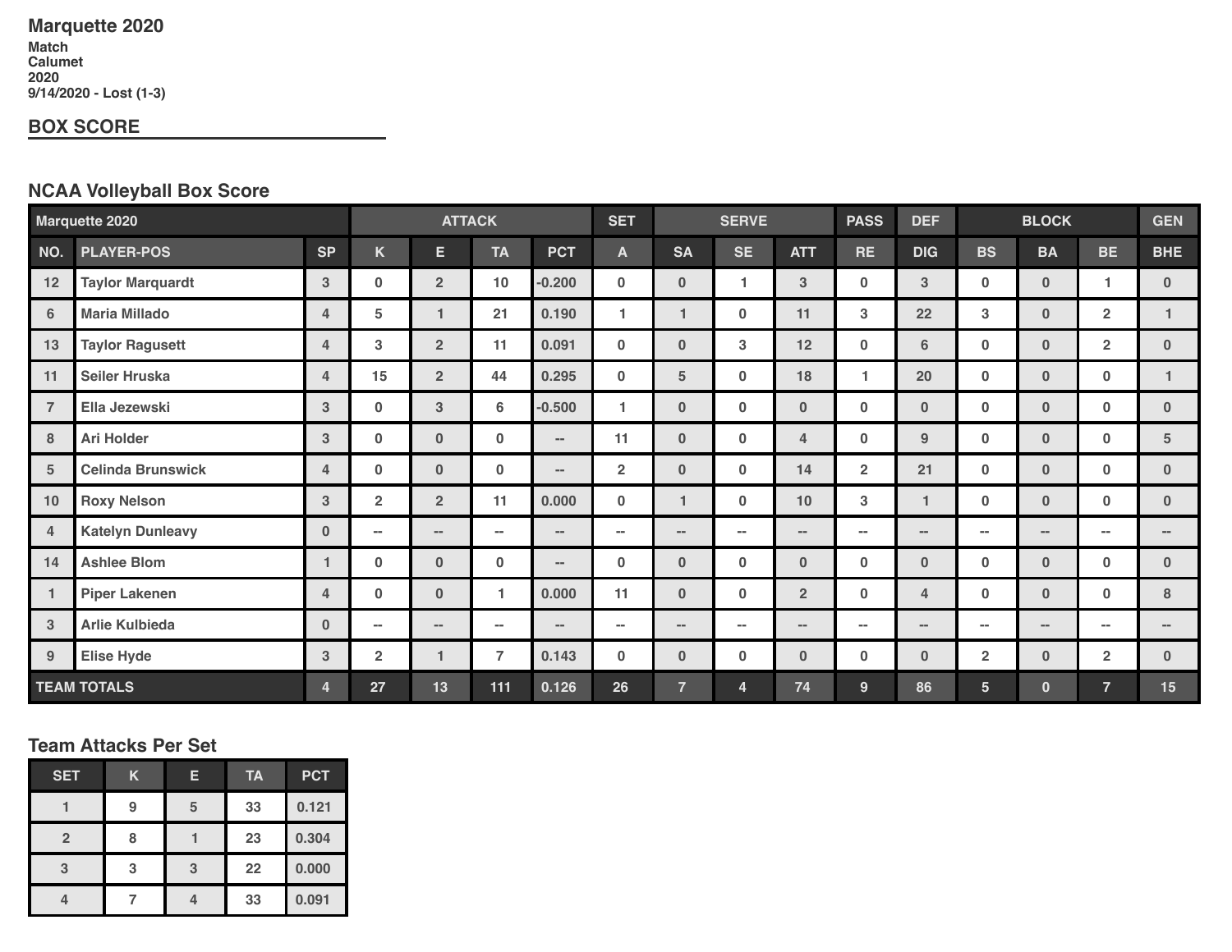# Marquette 2020

**Match**
**Calumet**
**2020**
**9/14/2020 - Lost (1-3)**

## BOX SCORE

### NCAA Volleyball Box Score

| Marquette 2020 | | | ATTACK | | | | SET | SERVE | | | PASS | DEF | BLOCK | | | GEN |
|---|---|---|---|---|---|---|---|---|---|---|---|---|---|---|---|---|
| NO. | PLAYER-POS | SP | K | E | TA | PCT | A | SA | SE | ATT | RE | DIG | BS | BA | BE | BHE |
| 12 | Taylor Marquardt | 3 | 0 | 2 | 10 | -0.200 | 0 | 0 | 1 | 3 | 0 | 3 | 0 | 0 | 1 | 0 |
| 6 | Maria Millado | 4 | 5 | 1 | 21 | 0.190 | 1 | 1 | 0 | 11 | 3 | 22 | 3 | 0 | 2 | 1 |
| 13 | Taylor Ragusett | 4 | 3 | 2 | 11 | 0.091 | 0 | 0 | 3 | 12 | 0 | 6 | 0 | 0 | 2 | 0 |
| 11 | Seiler Hruska | 4 | 15 | 2 | 44 | 0.295 | 0 | 5 | 0 | 18 | 1 | 20 | 0 | 0 | 0 | 1 |
| 7 | Ella Jezewski | 3 | 0 | 3 | 6 | -0.500 | 1 | 0 | 0 | 0 | 0 | 0 | 0 | 0 | 0 | 0 |
| 8 | Ari Holder | 3 | 0 | 0 | 0 | -- | 11 | 0 | 0 | 4 | 0 | 9 | 0 | 0 | 0 | 5 |
| 5 | Celinda Brunswick | 4 | 0 | 0 | 0 | -- | 2 | 0 | 0 | 14 | 2 | 21 | 0 | 0 | 0 | 0 |
| 10 | Roxy Nelson | 3 | 2 | 2 | 11 | 0.000 | 0 | 1 | 0 | 10 | 3 | 1 | 0 | 0 | 0 | 0 |
| 4 | Katelyn Dunleavy | 0 | -- | -- | -- | -- | -- | -- | -- | -- | -- | -- | -- | -- | -- | -- |
| 14 | Ashlee Blom | 1 | 0 | 0 | 0 | -- | 0 | 0 | 0 | 0 | 0 | 0 | 0 | 0 | 0 | 0 |
| 1 | Piper Lakenen | 4 | 0 | 0 | 1 | 0.000 | 11 | 0 | 0 | 2 | 0 | 4 | 0 | 0 | 0 | 8 |
| 3 | Arlie Kulbieda | 0 | -- | -- | -- | -- | -- | -- | -- | -- | -- | -- | -- | -- | -- | -- |
| 9 | Elise Hyde | 3 | 2 | 1 | 7 | 0.143 | 0 | 0 | 0 | 0 | 0 | 0 | 2 | 0 | 2 | 0 |
| TEAM TOTALS | | 4 | 27 | 13 | 111 | 0.126 | 26 | 7 | 4 | 74 | 9 | 86 | 5 | 0 | 7 | 15 |

### Team Attacks Per Set

| SET | K | E | TA | PCT |
|---|---|---|---|---|
| 1 | 9 | 5 | 33 | 0.121 |
| 2 | 8 | 1 | 23 | 0.304 |
| 3 | 3 | 3 | 22 | 0.000 |
| 4 | 7 | 4 | 33 | 0.091 |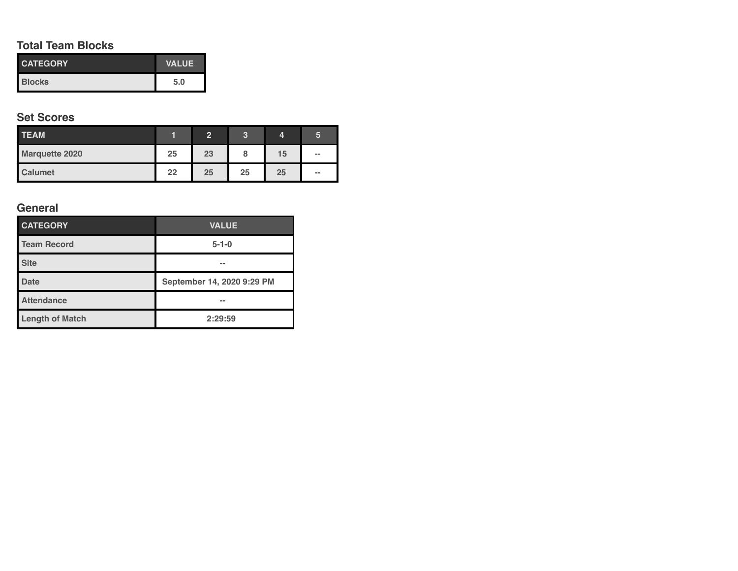## Total Team Blocks

| CATEGORY | VALUE |
| --- | --- |
| Blocks | 5.0 |

## Set Scores

| TEAM | 1 | 2 | 3 | 4 | 5 |
| --- | --- | --- | --- | --- | --- |
| Marquette 2020 | 25 | 23 | 8 | 15 | -- |
| Calumet | 22 | 25 | 25 | 25 | -- |

## General

| CATEGORY | VALUE |
| --- | --- |
| Team Record | 5-1-0 |
| Site | -- |
| Date | September 14, 2020 9:29 PM |
| Attendance | -- |
| Length of Match | 2:29:59 |